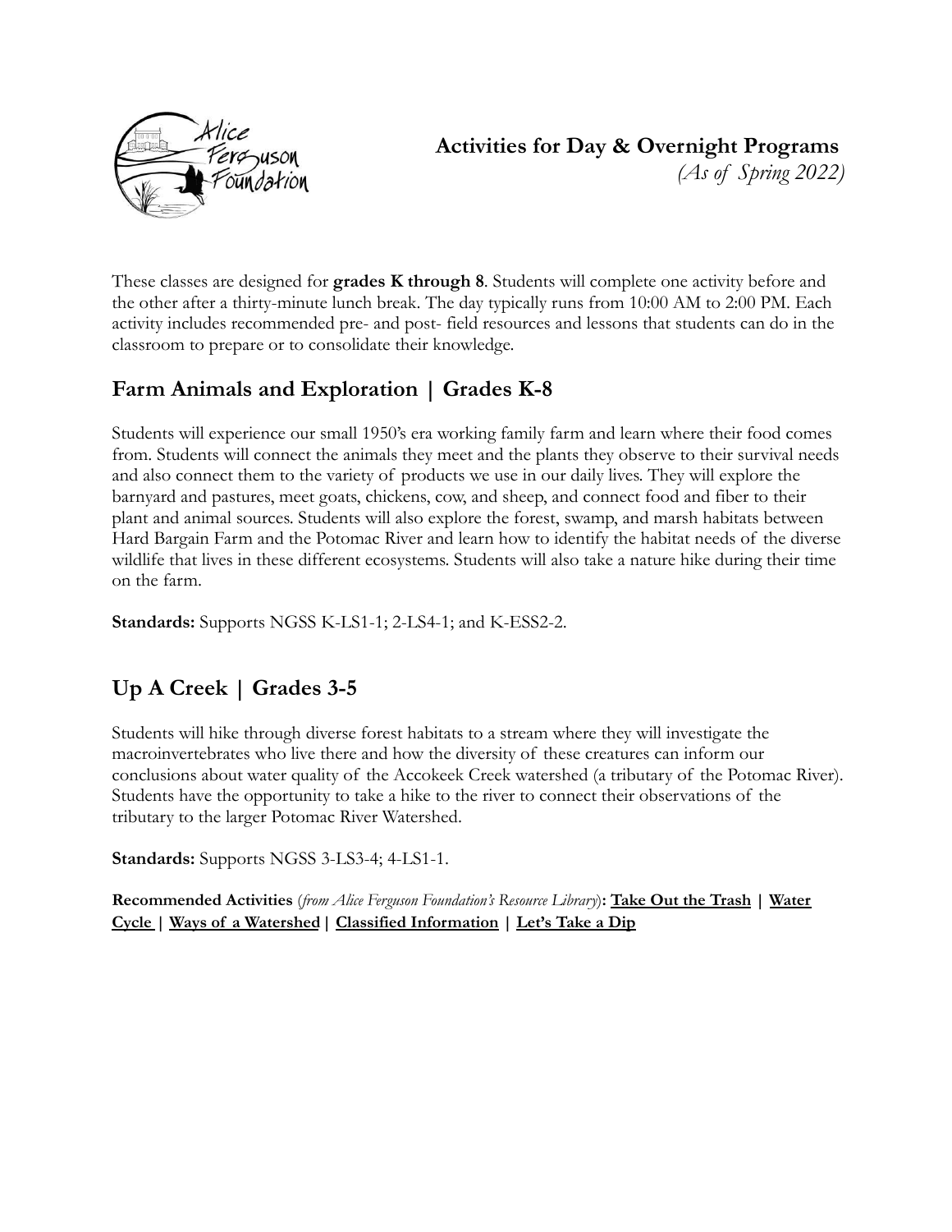# Activities for Day & Overnight Programs

*(As of Spring 2022)*

These classes are designed for **grades K through 8**. Students will complete one activity before and the other after a thirty-minute lunch break. The day typically runs from 10:00 AM to 2:00 PM. Each activity includes recommended pre- and post- field resources and lessons that students can do in the classroom to prepare or to consolidate their knowledge.

## Farm Animals and Exploration | Grades K-8

Students will experience our small 1950's era working family farm and learn where their food comes from. Students will connect the animals they meet and the plants they observe to their survival needs and also connect them to the variety of products we use in our daily lives. They will explore the barnyard and pastures, meet goats, chickens, cow, and sheep, and connect food and fiber to their plant and animal sources. Students will also explore the forest, swamp, and marsh habitats between Hard Bargain Farm and the Potomac River and learn how to identify the habitat needs of the diverse wildlife that lives in these different ecosystems. Students will also take a nature hike during their time on the farm.

**Standards:** Supports NGSS K-LS1-1; 2-LS4-1; and K-ESS2-2.

## Up A Creek | Grades 3-5

Students will hike through diverse forest habitats to a stream where they will investigate the macroinvertebrates who live there and how the diversity of these creatures can inform our conclusions about water quality of the Accokeek Creek watershed (a tributary of the Potomac River). Students have the opportunity to take a hike to the river to connect their observations of the tributary to the larger Potomac River Watershed.

**Standards:** Supports NGSS 3-LS3-4; 4-LS1-1.

**Recommended Activities** (*from Alice Ferguson Foundation's Resource Library*)**: Take Out the Trash | Water Cycle | Ways of a Watershed | Classified Information | Let's Take a Dip**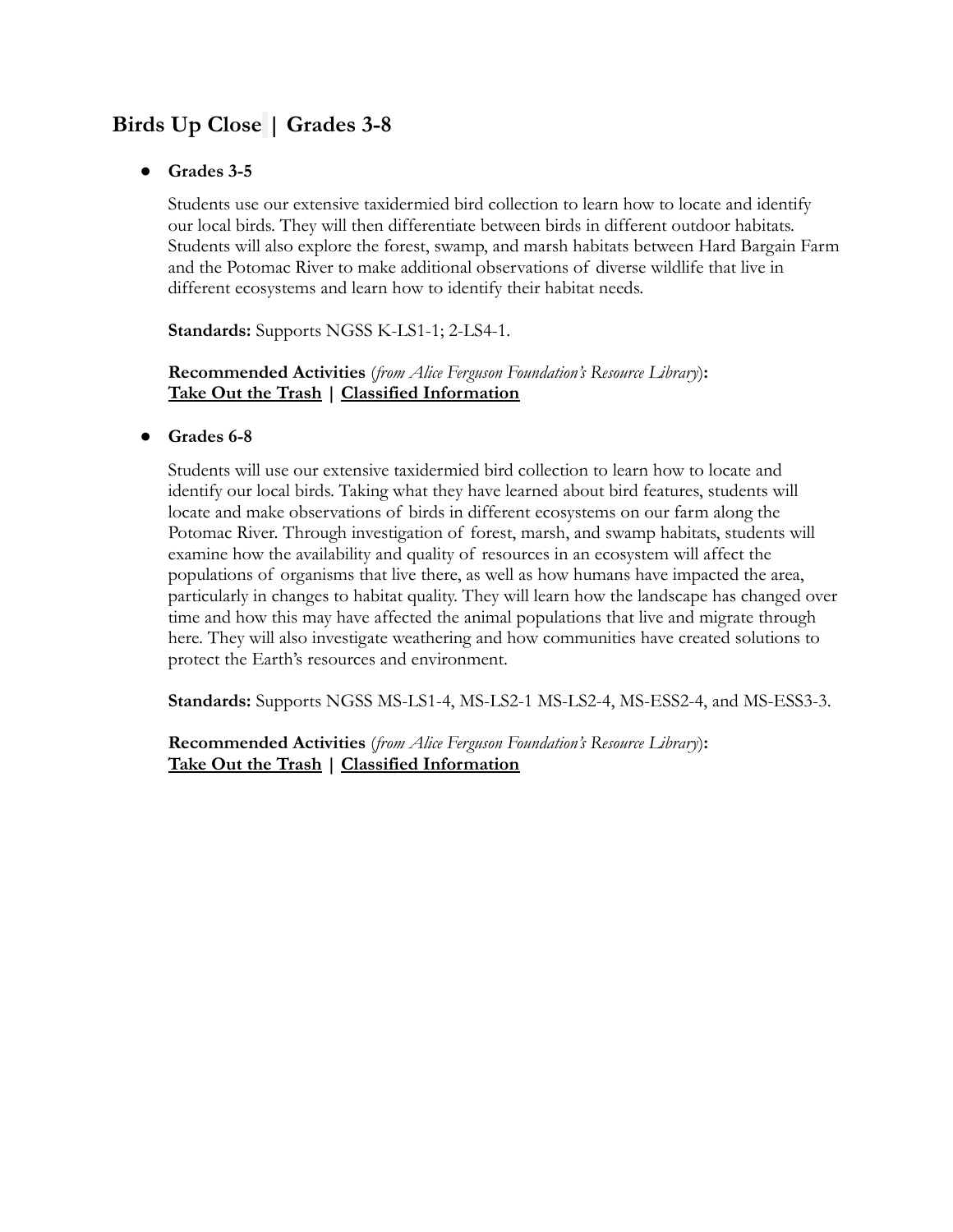## Birds Up Close | Grades 3-8

- **Grades 3-5**

  Students use our extensive taxidermied bird collection to learn how to locate and identify our local birds. They will then differentiate between birds in different outdoor habitats. Students will also explore the forest, swamp, and marsh habitats between Hard Bargain Farm and the Potomac River to make additional observations of diverse wildlife that live in different ecosystems and learn how to identify their habitat needs.

  **Standards:** Supports NGSS K-LS1-1; 2-LS4-1.

  **Recommended Activities** (*from Alice Ferguson Foundation's Resource Library*)**:**
  **Take Out the Trash | Classified Information**

- **Grades 6-8**

  Students will use our extensive taxidermied bird collection to learn how to locate and identify our local birds. Taking what they have learned about bird features, students will locate and make observations of birds in different ecosystems on our farm along the Potomac River. Through investigation of forest, marsh, and swamp habitats, students will examine how the availability and quality of resources in an ecosystem will affect the populations of organisms that live there, as well as how humans have impacted the area, particularly in changes to habitat quality. They will learn how the landscape has changed over time and how this may have affected the animal populations that live and migrate through here. They will also investigate weathering and how communities have created solutions to protect the Earth's resources and environment.

  **Standards:** Supports NGSS MS-LS1-4, MS-LS2-1 MS-LS2-4, MS-ESS2-4, and MS-ESS3-3.

  **Recommended Activities** (*from Alice Ferguson Foundation's Resource Library*)**:**
  **Take Out the Trash | Classified Information**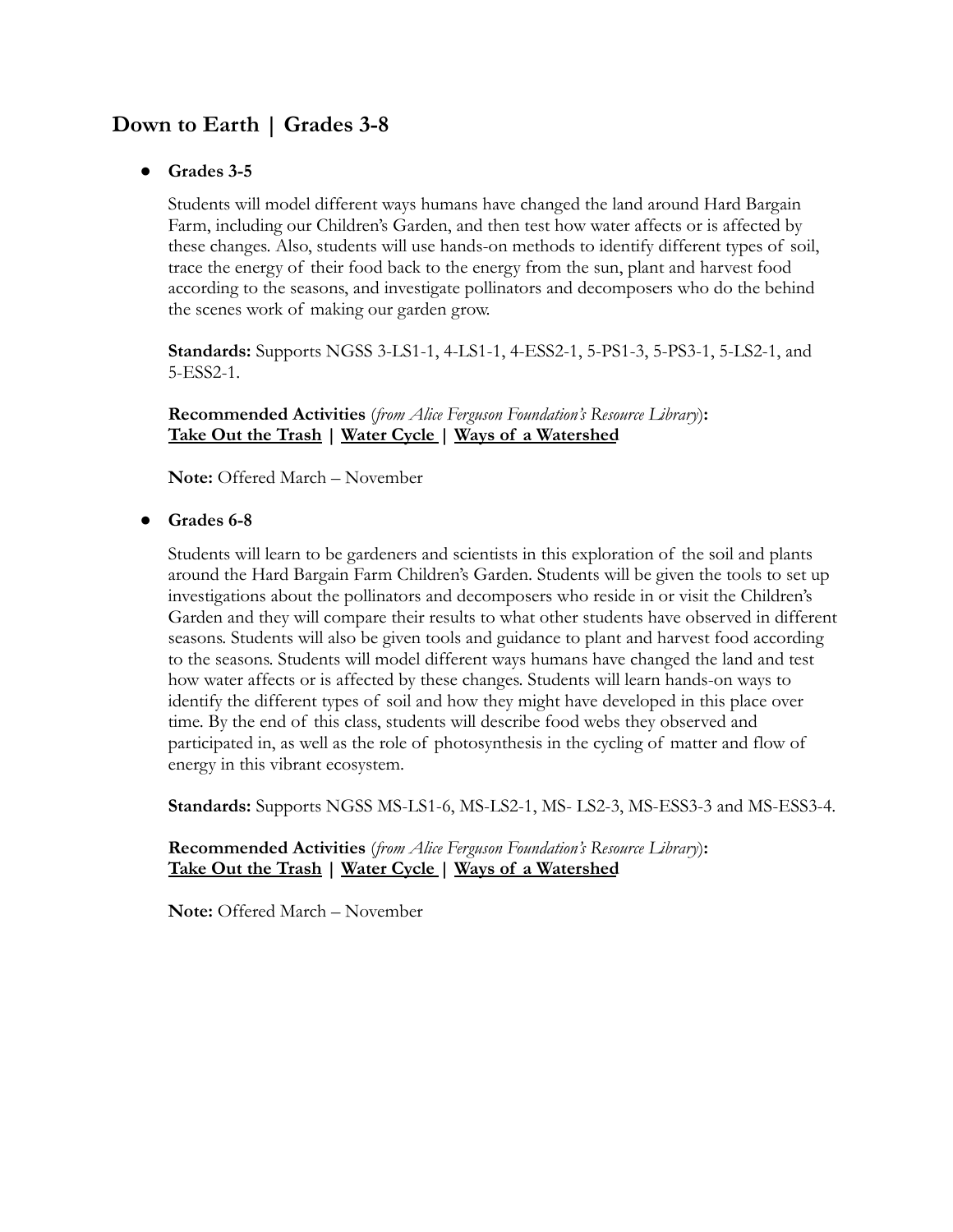## Down to Earth | Grades 3-8

- **Grades 3-5**

  Students will model different ways humans have changed the land around Hard Bargain Farm, including our Children's Garden, and then test how water affects or is affected by these changes. Also, students will use hands-on methods to identify different types of soil, trace the energy of their food back to the energy from the sun, plant and harvest food according to the seasons, and investigate pollinators and decomposers who do the behind the scenes work of making our garden grow.

  **Standards:** Supports NGSS 3-LS1-1, 4-LS1-1, 4-ESS2-1, 5-PS1-3, 5-PS3-1, 5-LS2-1, and 5-ESS2-1.

  **Recommended Activities** (*from Alice Ferguson Foundation's Resource Library*)**:**
  **Take Out the Trash | Water Cycle | Ways of a Watershed**

  **Note:** Offered March – November

- **Grades 6-8**

  Students will learn to be gardeners and scientists in this exploration of the soil and plants around the Hard Bargain Farm Children's Garden. Students will be given the tools to set up investigations about the pollinators and decomposers who reside in or visit the Children's Garden and they will compare their results to what other students have observed in different seasons. Students will also be given tools and guidance to plant and harvest food according to the seasons. Students will model different ways humans have changed the land and test how water affects or is affected by these changes. Students will learn hands-on ways to identify the different types of soil and how they might have developed in this place over time. By the end of this class, students will describe food webs they observed and participated in, as well as the role of photosynthesis in the cycling of matter and flow of energy in this vibrant ecosystem.

  **Standards:** Supports NGSS MS-LS1-6, MS-LS2-1, MS- LS2-3, MS-ESS3-3 and MS-ESS3-4.

  **Recommended Activities** (*from Alice Ferguson Foundation's Resource Library*)**:**
  **Take Out the Trash | Water Cycle | Ways of a Watershed**

  **Note:** Offered March – November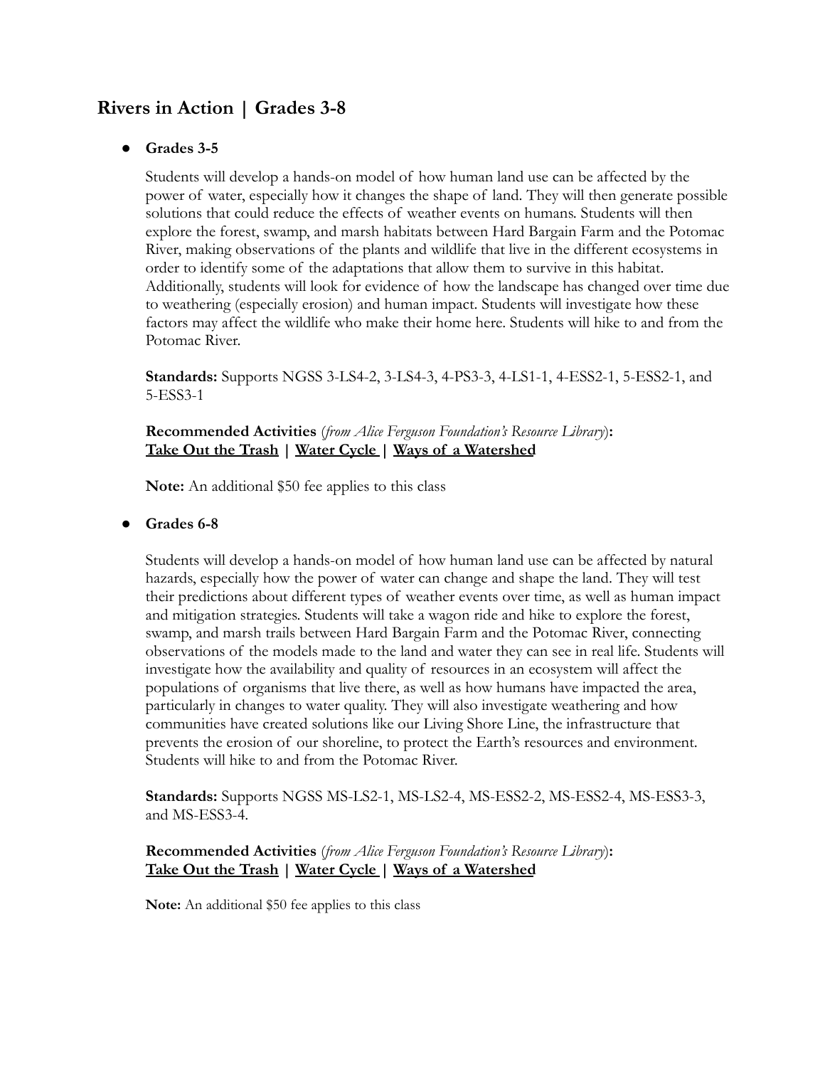## Rivers in Action | Grades 3-8

- **Grades 3-5**

  Students will develop a hands-on model of how human land use can be affected by the power of water, especially how it changes the shape of land. They will then generate possible solutions that could reduce the effects of weather events on humans. Students will then explore the forest, swamp, and marsh habitats between Hard Bargain Farm and the Potomac River, making observations of the plants and wildlife that live in the different ecosystems in order to identify some of the adaptations that allow them to survive in this habitat. Additionally, students will look for evidence of how the landscape has changed over time due to weathering (especially erosion) and human impact. Students will investigate how these factors may affect the wildlife who make their home here. Students will hike to and from the Potomac River.

  **Standards:** Supports NGSS 3-LS4-2, 3-LS4-3, 4-PS3-3, 4-LS1-1, 4-ESS2-1, 5-ESS2-1, and 5-ESS3-1

  **Recommended Activities** (*from Alice Ferguson Foundation's Resource Library*)**:**
  **Take Out the Trash | Water Cycle | Ways of a Watershed**

  **Note:** An additional $50 fee applies to this class

- **Grades 6-8**

  Students will develop a hands-on model of how human land use can be affected by natural hazards, especially how the power of water can change and shape the land. They will test their predictions about different types of weather events over time, as well as human impact and mitigation strategies. Students will take a wagon ride and hike to explore the forest, swamp, and marsh trails between Hard Bargain Farm and the Potomac River, connecting observations of the models made to the land and water they can see in real life. Students will investigate how the availability and quality of resources in an ecosystem will affect the populations of organisms that live there, as well as how humans have impacted the area, particularly in changes to water quality. They will also investigate weathering and how communities have created solutions like our Living Shore Line, the infrastructure that prevents the erosion of our shoreline, to protect the Earth's resources and environment. Students will hike to and from the Potomac River.

  **Standards:** Supports NGSS MS-LS2-1, MS-LS2-4, MS-ESS2-2, MS-ESS2-4, MS-ESS3-3, and MS-ESS3-4.

  **Recommended Activities** (*from Alice Ferguson Foundation's Resource Library*)**:**
  **Take Out the Trash | Water Cycle | Ways of a Watershed**

  **Note:** An additional $50 fee applies to this class